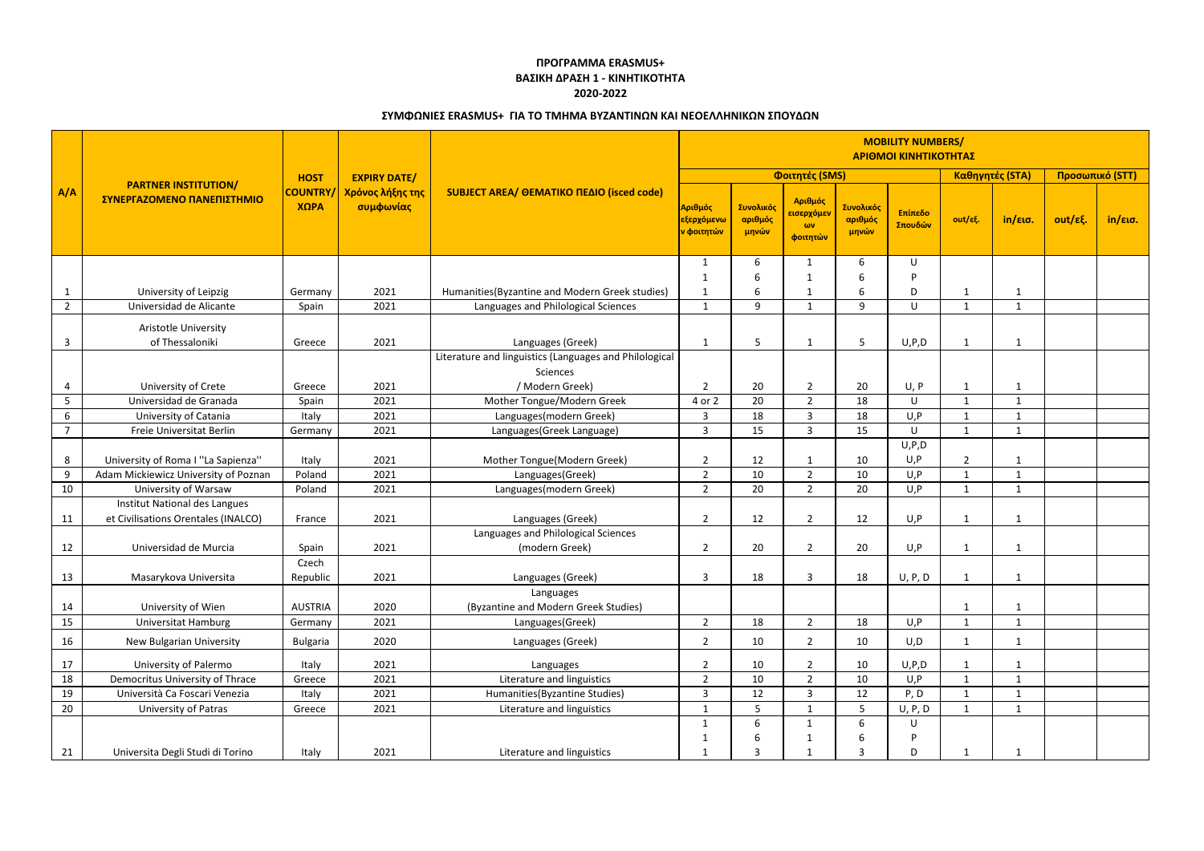**ΠΡΟΓΡΑΜΜΑ ERASMUS+**
**ΒΑΣΙΚΗ ΔΡΑΣΗ 1 - ΚΙΝΗΤΙΚΟΤΗΤΑ**
**2020-2022**

## ΣΥΜΦΩΝΙΕΣ ERASMUS+ ΓΙΑ ΤΟ ΤΜΗΜΑ ΒΥΖΑΝΤΙΝΩΝ ΚΑΙ ΝΕΟΕΛΛΗΝΙΚΩΝ ΣΠΟΥΔΩΝ

| A/A | PARTNER INSTITUTION/ ΣΥΝΕΡΓΑΖΟΜΕΝΟ ΠΑΝΕΠΙΣΤΗΜΙΟ | HOST COUNTRY/ ΧΩΡΑ | EXPIRY DATE/ Χρόνος λήξης της συμφωνίας | SUBJECT AREA/ ΘΕΜΑΤΙΚΟ ΠΕΔΙΟ (isced code) | MOBILITY NUMBERS/ ΑΡΙΘΜΟΙ ΚΙΝΗΤΙΚΟΤΗΤΑΣ | | | | | | | | |
|---|---|---|---|---|---|---|---|---|---|---|---|---|---|
| | | | | | Φοιτητές (SMS) | | | | | Καθηγητές (STA) | | Προσωπικό (STT) | |
| | | | | | Αριθμός εξερχόμενων φοιτητών | Συνολικός αριθμός μηνών | Αριθμός εισερχόμενων φοιτητών | Συνολικός αριθμός μηνών | Επίπεδο Σπουδών | out/εξ. | in/εισ. | out/εξ. | in/εισ. |
| 1 | University of Leipzig | Germany | 2021 | Humanities(Byzantine and Modern Greek studies) | 1<br>1<br>1 | 6<br>6<br>6 | 1<br>1<br>1 | 6<br>6<br>6 | U<br>P<br>D | 1 | 1 | | |
| 2 | Universidad de Alicante | Spain | 2021 | Languages and Philological Sciences | 1 | 9 | 1 | 9 | U | 1 | 1 | | |
| 3 | Aristotle University of Thessaloniki | Greece | 2021 | Languages (Greek) | 1 | 5 | 1 | 5 | U,P,D | 1 | 1 | | |
| 4 | University of Crete | Greece | 2021 | Literature and linguistics (Languages and Philological Sciences / Modern Greek) | 2 | 20 | 2 | 20 | U, P | 1 | 1 | | |
| 5 | Universidad de Granada | Spain | 2021 | Mother Tongue/Modern Greek | 4 or 2 | 20 | 2 | 18 | U | 1 | 1 | | |
| 6 | University of Catania | Italy | 2021 | Languages(modern Greek) | 3 | 18 | 3 | 18 | U,P | 1 | 1 | | |
| 7 | Freie Universitat Berlin | Germany | 2021 | Languages(Greek Language) | 3 | 15 | 3 | 15 | U | 1 | 1 | | |
| | | | | | | | | | U,P,D | | | | |
| 8 | University of Roma I ''La Sapienza'' | Italy | 2021 | Mother Tongue(Modern Greek) | 2 | 12 | 1 | 10 | U,P | 2 | 1 | | |
| 9 | Adam Mickiewicz University of Poznan | Poland | 2021 | Languages(Greek) | 2 | 10 | 2 | 10 | U,P | 1 | 1 | | |
| 10 | University of Warsaw | Poland | 2021 | Languages(modern Greek) | 2 | 20 | 2 | 20 | U,P | 1 | 1 | | |
| 11 | Institut National des Langues et Civilisations Orentales (INALCO) | France | 2021 | Languages (Greek) | 2 | 12 | 2 | 12 | U,P | 1 | 1 | | |
| 12 | Universidad de Murcia | Spain | 2021 | Languages and Philological Sciences (modern Greek) | 2 | 20 | 2 | 20 | U,P | 1 | 1 | | |
| 13 | Masarykova Universita | Czech Republic | 2021 | Languages (Greek) | 3 | 18 | 3 | 18 | U, P, D | 1 | 1 | | |
| 14 | University of Wien | AUSTRIA | 2020 | Languages (Byzantine and Modern Greek Studies) | | | | | | 1 | 1 | | |
| 15 | Universitat Hamburg | Germany | 2021 | Languages(Greek) | 2 | 18 | 2 | 18 | U,P | 1 | 1 | | |
| 16 | New Bulgarian University | Bulgaria | 2020 | Languages (Greek) | 2 | 10 | 2 | 10 | U,D | 1 | 1 | | |
| 17 | University of Palermo | Italy | 2021 | Languages | 2 | 10 | 2 | 10 | U,P,D | 1 | 1 | | |
| 18 | Democritus University of Thrace | Greece | 2021 | Literature and linguistics | 2 | 10 | 2 | 10 | U,P | 1 | 1 | | |
| 19 | Università Ca Foscari Venezia | Italy | 2021 | Humanities(Byzantine Studies) | 3 | 12 | 3 | 12 | P, D | 1 | 1 | | |
| 20 | University of Patras | Greece | 2021 | Literature and linguistics | 1 | 5 | 1 | 5 | U, P, D | 1 | 1 | | |
| 21 | Universita Degli Studi di Torino | Italy | 2021 | Literature and linguistics | 1<br>1<br>1 | 6<br>6<br>3 | 1<br>1<br>1 | 6<br>6<br>3 | U<br>P<br>D | 1 | 1 | | |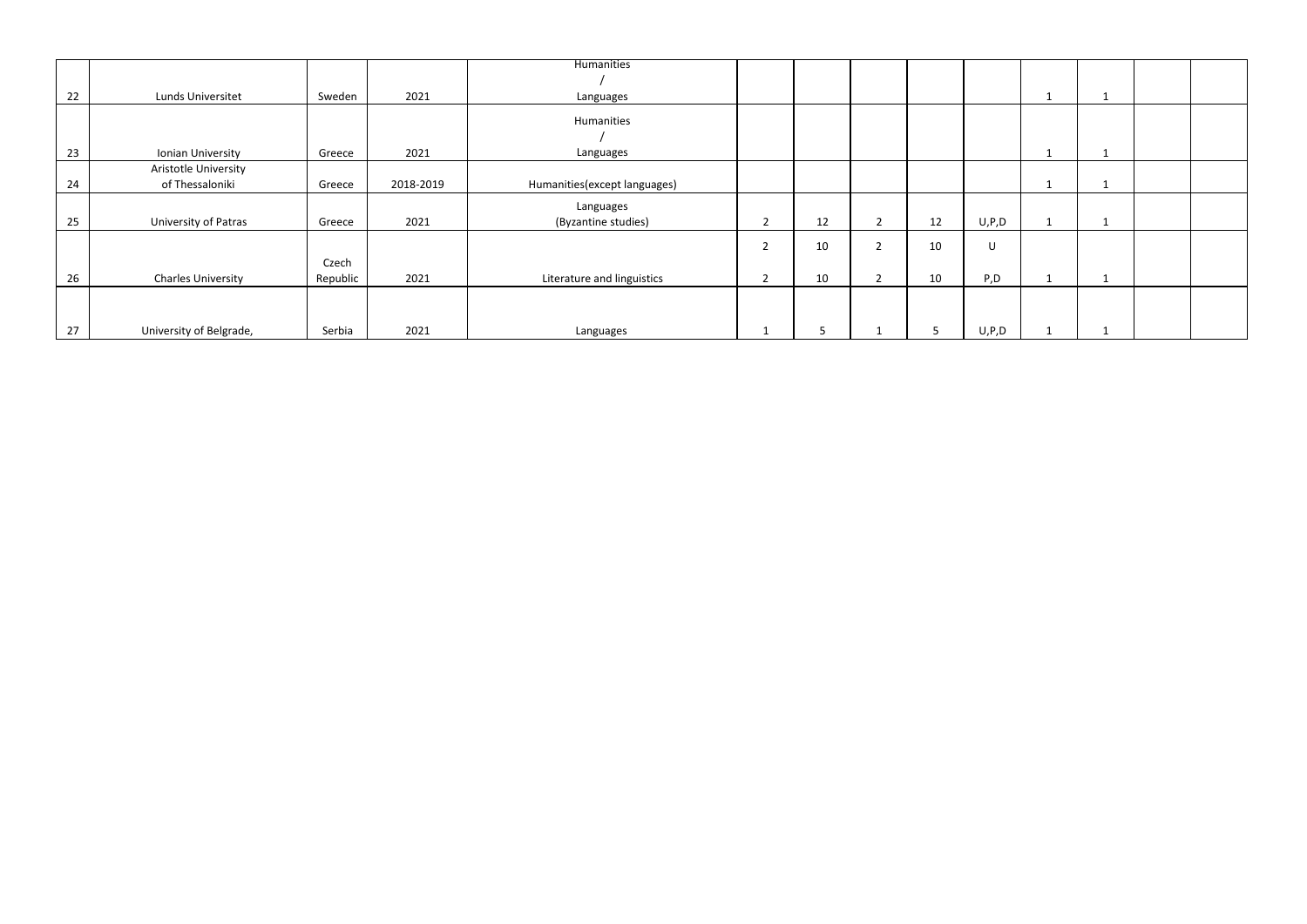| | | | | | | | | | | | | | |
|---|---|---|---|---|---|---|---|---|---|---|---|---|---|
| 22 | Lunds Universitet | Sweden | 2021 | Humanities / Languages | | | | | | 1 | 1 | | |
| 23 | Ionian University | Greece | 2021 | Humanities / Languages | | | | | | 1 | 1 | | |
| 24 | Aristotle University of Thessaloniki | Greece | 2018-2019 | Humanities(except languages) | | | | | | 1 | 1 | | |
| 25 | University of Patras | Greece | 2021 | Languages (Byzantine studies) | 2 | 12 | 2 | 12 | U,P,D | 1 | 1 | | |
| 26 | Charles University | Czech Republic | 2021 | Literature and linguistics | 2<br>2 | 10<br>10 | 2<br>2 | 10<br>10 | U<br>P,D | 1 | 1 | | |
| 27 | University of Belgrade, | Serbia | 2021 | Languages | 1 | 5 | 1 | 5 | U,P,D | 1 | 1 | | |